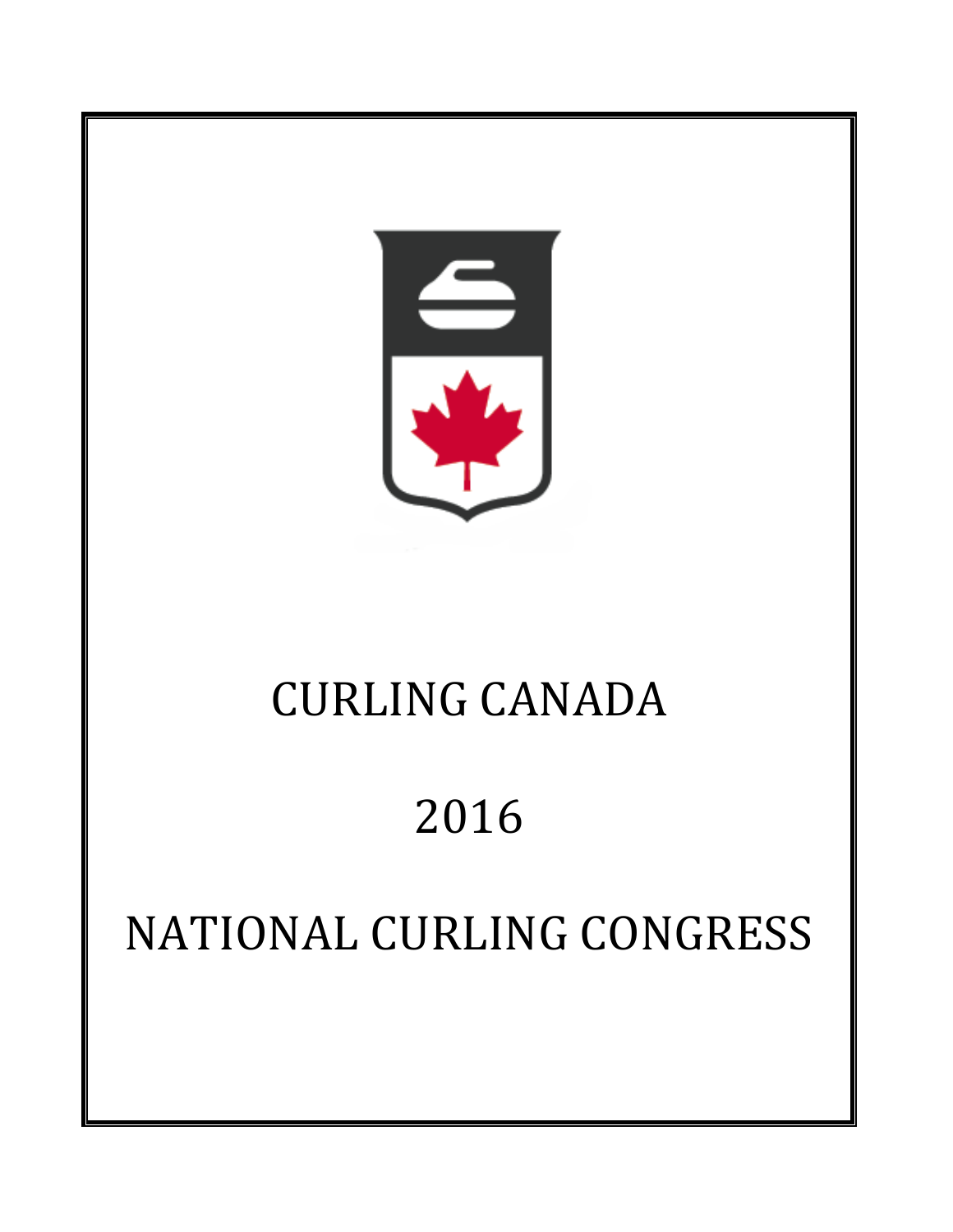# CURLING CANADA

# 2016

# NATIONAL CURLING CONGRESS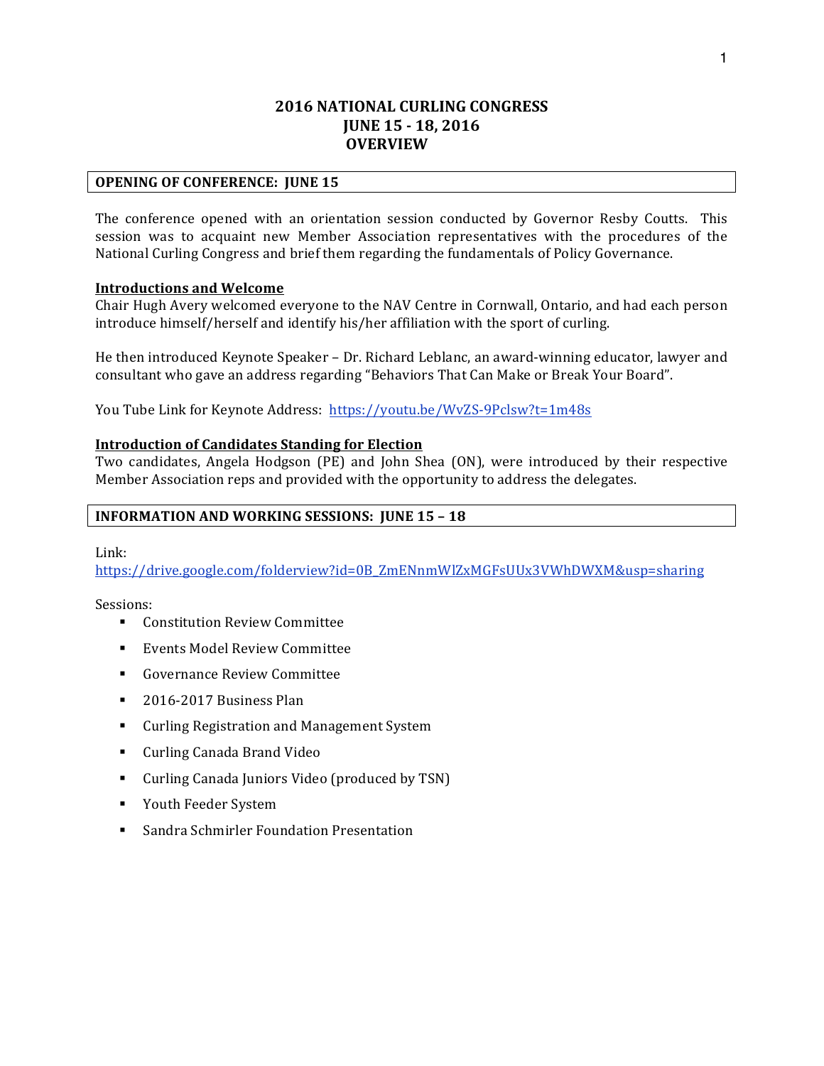# 2016 NATIONAL CURLING CONGRESS
# JUNE 15 - 18, 2016
# OVERVIEW

## OPENING OF CONFERENCE: JUNE 15

The conference opened with an orientation session conducted by Governor Resby Coutts. This session was to acquaint new Member Association representatives with the procedures of the National Curling Congress and brief them regarding the fundamentals of Policy Governance.

### Introductions and Welcome

Chair Hugh Avery welcomed everyone to the NAV Centre in Cornwall, Ontario, and had each person introduce himself/herself and identify his/her affiliation with the sport of curling.

He then introduced Keynote Speaker – Dr. Richard Leblanc, an award-winning educator, lawyer and consultant who gave an address regarding "Behaviors That Can Make or Break Your Board".

You Tube Link for Keynote Address: https://youtu.be/WvZS-9Pclsw?t=1m48s

### Introduction of Candidates Standing for Election

Two candidates, Angela Hodgson (PE) and John Shea (ON), were introduced by their respective Member Association reps and provided with the opportunity to address the delegates.

## INFORMATION AND WORKING SESSIONS: JUNE 15 – 18

Link:
https://drive.google.com/folderview?id=0B_ZmENnmWlZxMGFsUUx3VWhDWXM&usp=sharing

Sessions:

- Constitution Review Committee
- Events Model Review Committee
- Governance Review Committee
- 2016-2017 Business Plan
- Curling Registration and Management System
- Curling Canada Brand Video
- Curling Canada Juniors Video (produced by TSN)
- Youth Feeder System
- Sandra Schmirler Foundation Presentation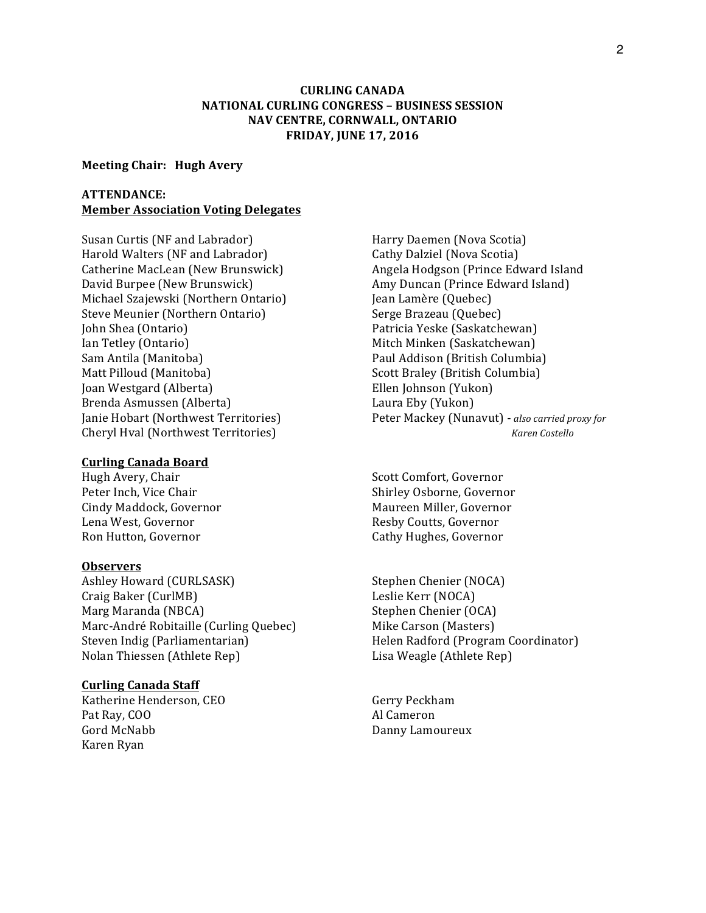**CURLING CANADA**
**NATIONAL CURLING CONGRESS – BUSINESS SESSION**
**NAV CENTRE, CORNWALL, ONTARIO**
**FRIDAY, JUNE 17, 2016**

**Meeting Chair: Hugh Avery**

**ATTENDANCE:**

**Member Association Voting Delegates**

Susan Curtis (NF and Labrador)
Harold Walters (NF and Labrador)
Catherine MacLean (New Brunswick)
David Burpee (New Brunswick)
Michael Szajewski (Northern Ontario)
Steve Meunier (Northern Ontario)
John Shea (Ontario)
Ian Tetley (Ontario)
Sam Antila (Manitoba)
Matt Pilloud (Manitoba)
Joan Westgard (Alberta)
Brenda Asmussen (Alberta)
Janie Hobart (Northwest Territories)
Cheryl Hval (Northwest Territories)
Harry Daemen (Nova Scotia)
Cathy Dalziel (Nova Scotia)
Angela Hodgson (Prince Edward Island
Amy Duncan (Prince Edward Island)
Jean Lamère (Quebec)
Serge Brazeau (Quebec)
Patricia Yeske (Saskatchewan)
Mitch Minken (Saskatchewan)
Paul Addison (British Columbia)
Scott Braley (British Columbia)
Ellen Johnson (Yukon)
Laura Eby (Yukon)
Peter Mackey (Nunavut) - *also carried proxy for Karen Costello*

**Curling Canada Board**

Hugh Avery, Chair
Peter Inch, Vice Chair
Cindy Maddock, Governor
Lena West, Governor
Ron Hutton, Governor
Scott Comfort, Governor
Shirley Osborne, Governor
Maureen Miller, Governor
Resby Coutts, Governor
Cathy Hughes, Governor

**Observers**

Ashley Howard (CURLSASK)
Craig Baker (CurlMB)
Marg Maranda (NBCA)
Marc-André Robitaille (Curling Quebec)
Steven Indig (Parliamentarian)
Nolan Thiessen (Athlete Rep)
Stephen Chenier (NOCA)
Leslie Kerr (NOCA)
Stephen Chenier (OCA)
Mike Carson (Masters)
Helen Radford (Program Coordinator)
Lisa Weagle (Athlete Rep)

**Curling Canada Staff**

Katherine Henderson, CEO
Pat Ray, COO
Gord McNabb
Karen Ryan
Gerry Peckham
Al Cameron
Danny Lamoureux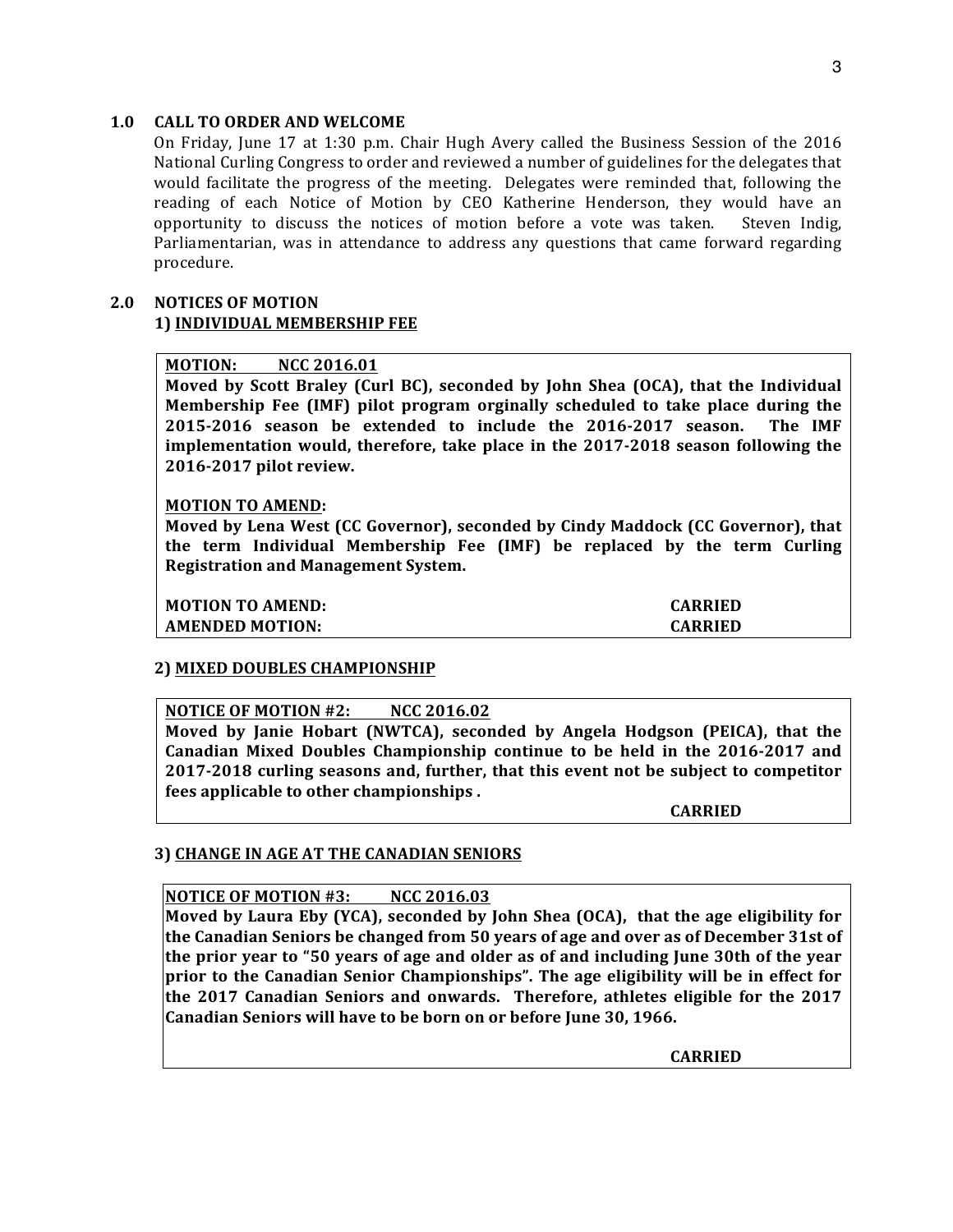## 1.0 CALL TO ORDER AND WELCOME

On Friday, June 17 at 1:30 p.m. Chair Hugh Avery called the Business Session of the 2016 National Curling Congress to order and reviewed a number of guidelines for the delegates that would facilitate the progress of the meeting. Delegates were reminded that, following the reading of each Notice of Motion by CEO Katherine Henderson, they would have an opportunity to discuss the notices of motion before a vote was taken. Steven Indig, Parliamentarian, was in attendance to address any questions that came forward regarding procedure.

## 2.0 NOTICES OF MOTION

### 1) INDIVIDUAL MEMBERSHIP FEE

**MOTION: NCC 2016.01**

**Moved by Scott Braley (Curl BC), seconded by John Shea (OCA), that the Individual Membership Fee (IMF) pilot program orginally scheduled to take place during the 2015-2016 season be extended to include the 2016-2017 season. The IMF implementation would, therefore, take place in the 2017-2018 season following the 2016-2017 pilot review.**

**MOTION TO AMEND:**

**Moved by Lena West (CC Governor), seconded by Cindy Maddock (CC Governor), that the term Individual Membership Fee (IMF) be replaced by the term Curling Registration and Management System.**

**MOTION TO AMEND: CARRIED**
**AMENDED MOTION: CARRIED**

### 2) MIXED DOUBLES CHAMPIONSHIP

**NOTICE OF MOTION #2: NCC 2016.02**

**Moved by Janie Hobart (NWTCA), seconded by Angela Hodgson (PEICA), that the Canadian Mixed Doubles Championship continue to be held in the 2016-2017 and 2017-2018 curling seasons and, further, that this event not be subject to competitor fees applicable to other championships .**

**CARRIED**

### 3) CHANGE IN AGE AT THE CANADIAN SENIORS

**NOTICE OF MOTION #3: NCC 2016.03**

**Moved by Laura Eby (YCA), seconded by John Shea (OCA), that the age eligibility for the Canadian Seniors be changed from 50 years of age and over as of December 31st of the prior year to "50 years of age and older as of and including June 30th of the year prior to the Canadian Senior Championships". The age eligibility will be in effect for the 2017 Canadian Seniors and onwards. Therefore, athletes eligible for the 2017 Canadian Seniors will have to be born on or before June 30, 1966.**

**CARRIED**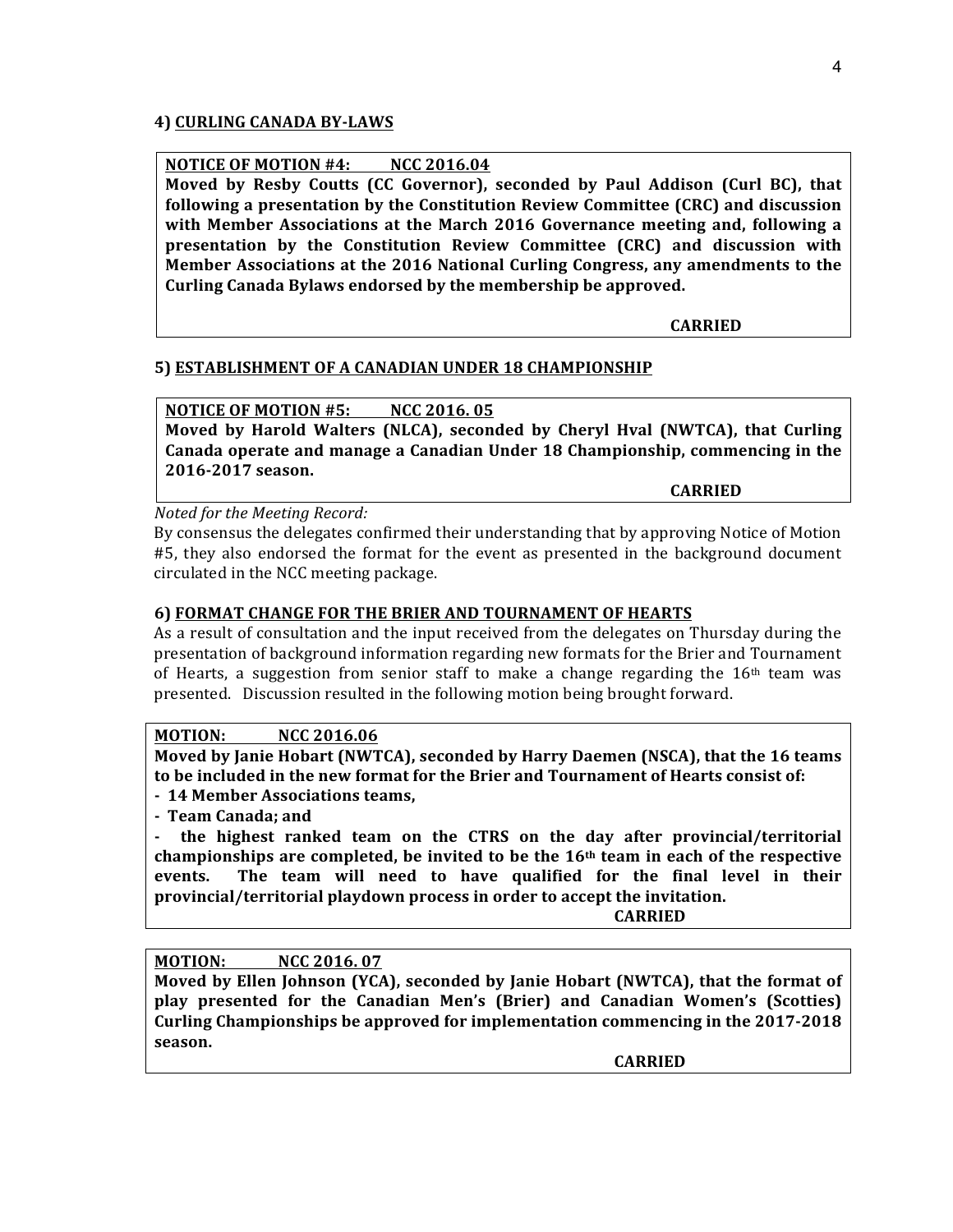## 4) CURLING CANADA BY-LAWS

**NOTICE OF MOTION #4: NCC 2016.04**

**Moved by Resby Coutts (CC Governor), seconded by Paul Addison (Curl BC), that following a presentation by the Constitution Review Committee (CRC) and discussion with Member Associations at the March 2016 Governance meeting and, following a presentation by the Constitution Review Committee (CRC) and discussion with Member Associations at the 2016 National Curling Congress, any amendments to the Curling Canada Bylaws endorsed by the membership be approved.**

**CARRIED**

## 5) ESTABLISHMENT OF A CANADIAN UNDER 18 CHAMPIONSHIP

**NOTICE OF MOTION #5: NCC 2016. 05**

**Moved by Harold Walters (NLCA), seconded by Cheryl Hval (NWTCA), that Curling Canada operate and manage a Canadian Under 18 Championship, commencing in the 2016-2017 season.**

**CARRIED**

*Noted for the Meeting Record:*

By consensus the delegates confirmed their understanding that by approving Notice of Motion #5, they also endorsed the format for the event as presented in the background document circulated in the NCC meeting package.

## 6) FORMAT CHANGE FOR THE BRIER AND TOURNAMENT OF HEARTS

As a result of consultation and the input received from the delegates on Thursday during the presentation of background information regarding new formats for the Brier and Tournament of Hearts, a suggestion from senior staff to make a change regarding the 16th team was presented. Discussion resulted in the following motion being brought forward.

**MOTION: NCC 2016.06**

**Moved by Janie Hobart (NWTCA), seconded by Harry Daemen (NSCA), that the 16 teams to be included in the new format for the Brier and Tournament of Hearts consist of:**

- **14 Member Associations teams,**
- **Team Canada; and**
- **the highest ranked team on the CTRS on the day after provincial/territorial championships are completed, be invited to be the 16th team in each of the respective events. The team will need to have qualified for the final level in their provincial/territorial playdown process in order to accept the invitation.**

**CARRIED**

**MOTION: NCC 2016. 07**

**Moved by Ellen Johnson (YCA), seconded by Janie Hobart (NWTCA), that the format of play presented for the Canadian Men's (Brier) and Canadian Women's (Scotties) Curling Championships be approved for implementation commencing in the 2017-2018 season.**

**CARRIED**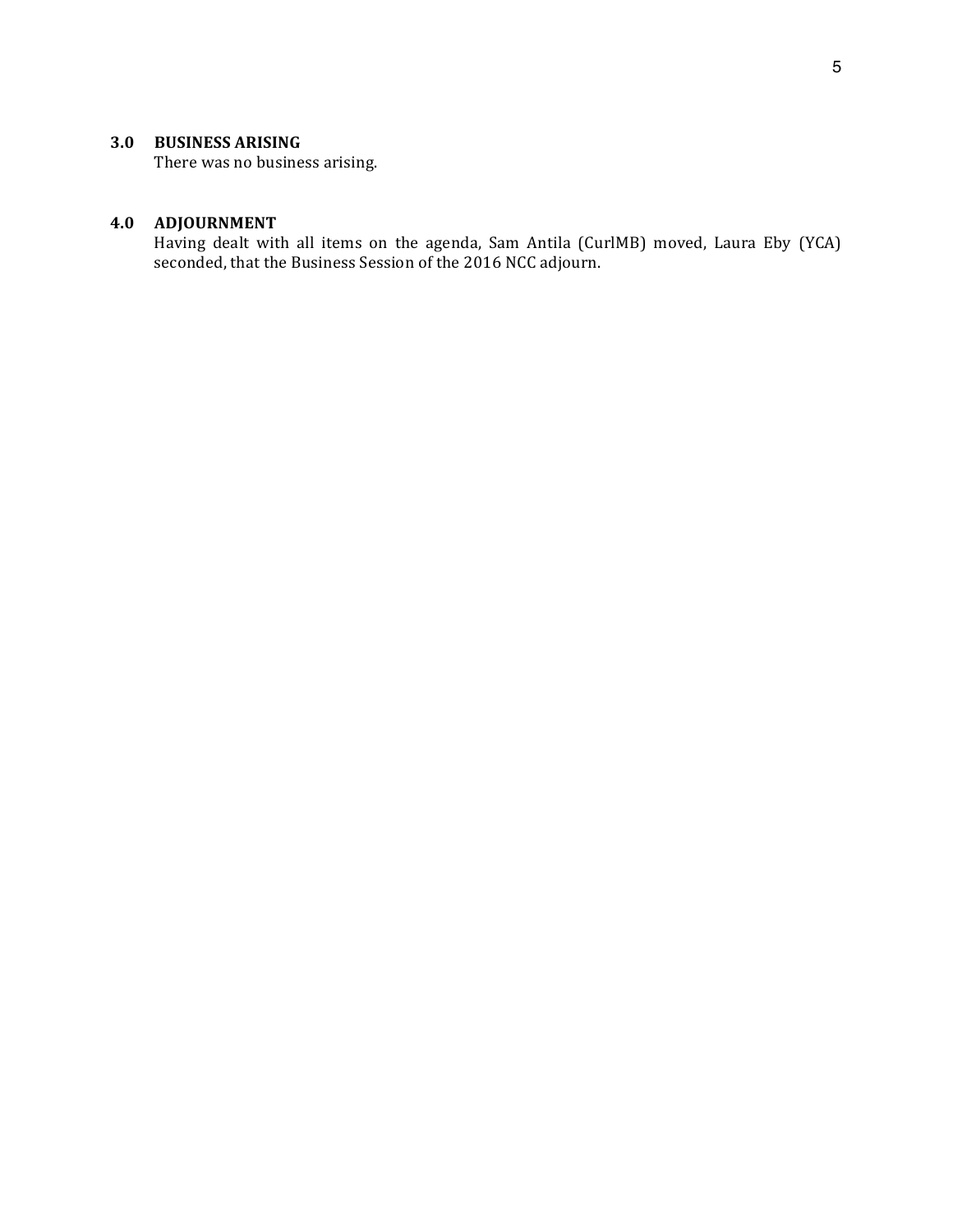## 3.0 BUSINESS ARISING

There was no business arising.

## 4.0 ADJOURNMENT

Having dealt with all items on the agenda, Sam Antila (CurlMB) moved, Laura Eby (YCA) seconded, that the Business Session of the 2016 NCC adjourn.